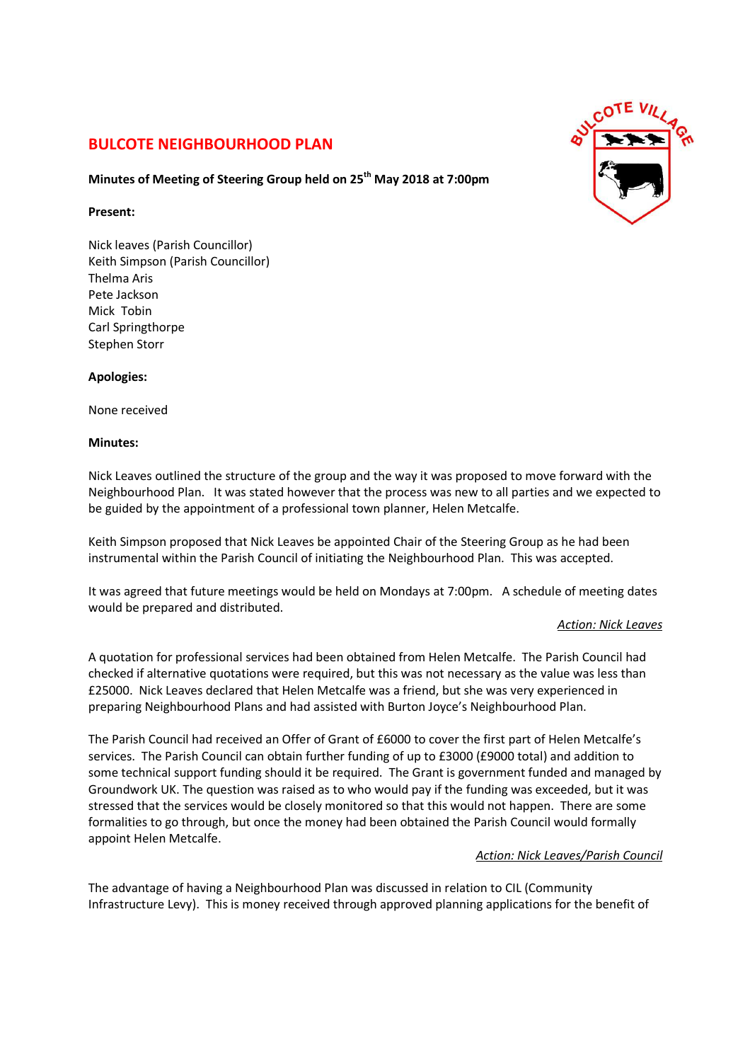# BULCOTE NEIGHBOURHOOD PLAN

**Minutes of Meeting of Steering Group held on 25th May 2018 at 7:00pm**

**Present:**

Nick leaves (Parish Councillor)
Keith Simpson (Parish Councillor)
Thelma Aris
Pete Jackson
Mick Tobin
Carl Springthorpe
Stephen Storr

**Apologies:**

None received

**Minutes:**

Nick Leaves outlined the structure of the group and the way it was proposed to move forward with the Neighbourhood Plan. It was stated however that the process was new to all parties and we expected to be guided by the appointment of a professional town planner, Helen Metcalfe.

Keith Simpson proposed that Nick Leaves be appointed Chair of the Steering Group as he had been instrumental within the Parish Council of initiating the Neighbourhood Plan. This was accepted.

It was agreed that future meetings would be held on Mondays at 7:00pm. A schedule of meeting dates would be prepared and distributed.

*Action: Nick Leaves*

A quotation for professional services had been obtained from Helen Metcalfe. The Parish Council had checked if alternative quotations were required, but this was not necessary as the value was less than £25000. Nick Leaves declared that Helen Metcalfe was a friend, but she was very experienced in preparing Neighbourhood Plans and had assisted with Burton Joyce's Neighbourhood Plan.

The Parish Council had received an Offer of Grant of £6000 to cover the first part of Helen Metcalfe's services. The Parish Council can obtain further funding of up to £3000 (£9000 total) and addition to some technical support funding should it be required. The Grant is government funded and managed by Groundwork UK. The question was raised as to who would pay if the funding was exceeded, but it was stressed that the services would be closely monitored so that this would not happen. There are some formalities to go through, but once the money had been obtained the Parish Council would formally appoint Helen Metcalfe.

*Action: Nick Leaves/Parish Council*

The advantage of having a Neighbourhood Plan was discussed in relation to CIL (Community Infrastructure Levy). This is money received through approved planning applications for the benefit of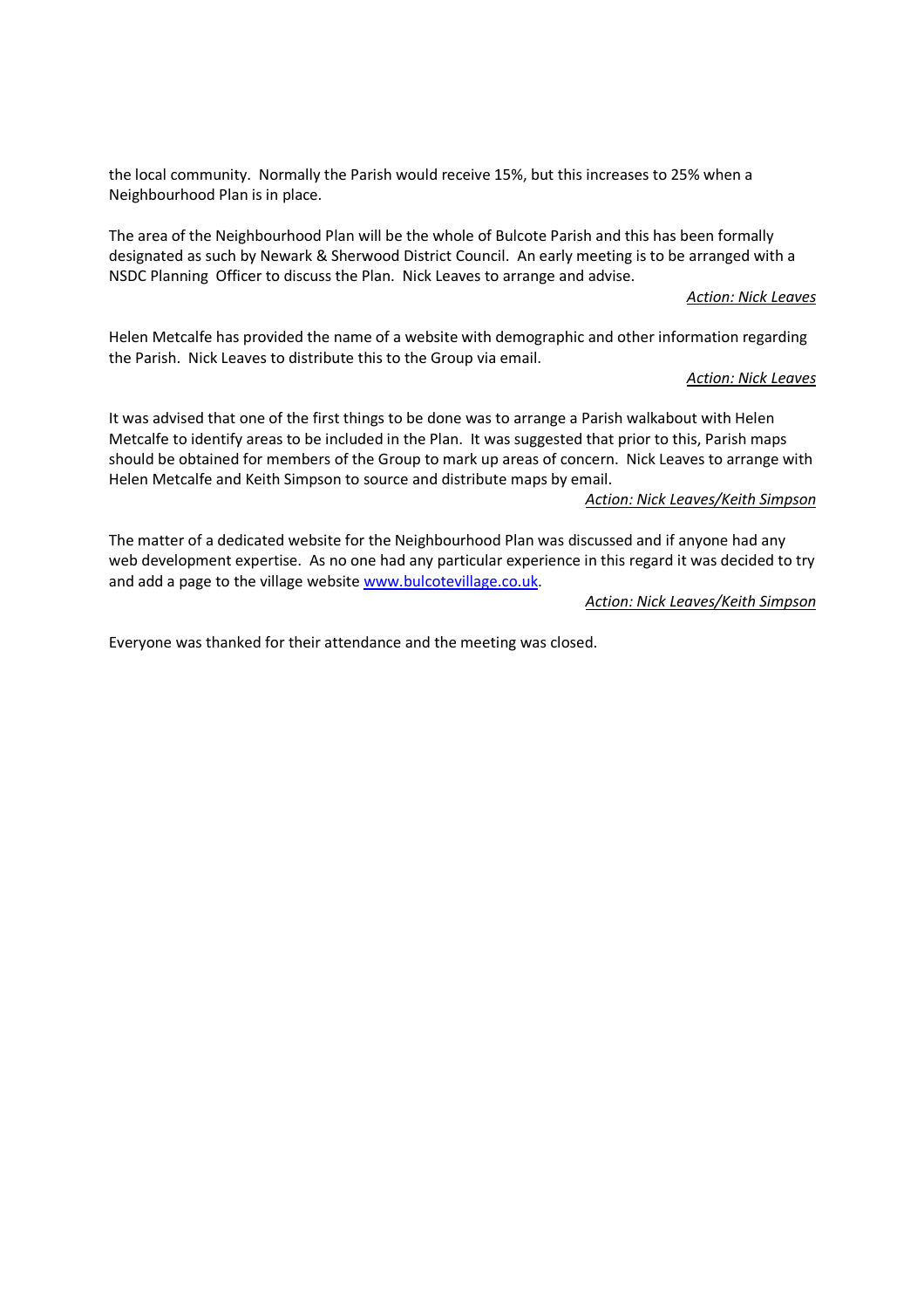the local community. Normally the Parish would receive 15%, but this increases to 25% when a Neighbourhood Plan is in place.

The area of the Neighbourhood Plan will be the whole of Bulcote Parish and this has been formally designated as such by Newark & Sherwood District Council. An early meeting is to be arranged with a NSDC Planning Officer to discuss the Plan. Nick Leaves to arrange and advise.

*Action: Nick Leaves*

Helen Metcalfe has provided the name of a website with demographic and other information regarding the Parish. Nick Leaves to distribute this to the Group via email.

*Action: Nick Leaves*

It was advised that one of the first things to be done was to arrange a Parish walkabout with Helen Metcalfe to identify areas to be included in the Plan. It was suggested that prior to this, Parish maps should be obtained for members of the Group to mark up areas of concern. Nick Leaves to arrange with Helen Metcalfe and Keith Simpson to source and distribute maps by email.

*Action: Nick Leaves/Keith Simpson*

The matter of a dedicated website for the Neighbourhood Plan was discussed and if anyone had any web development expertise. As no one had any particular experience in this regard it was decided to try and add a page to the village website [www.bulcotevillage.co.uk](http://www.bulcotevillage.co.uk).

*Action: Nick Leaves/Keith Simpson*

Everyone was thanked for their attendance and the meeting was closed.